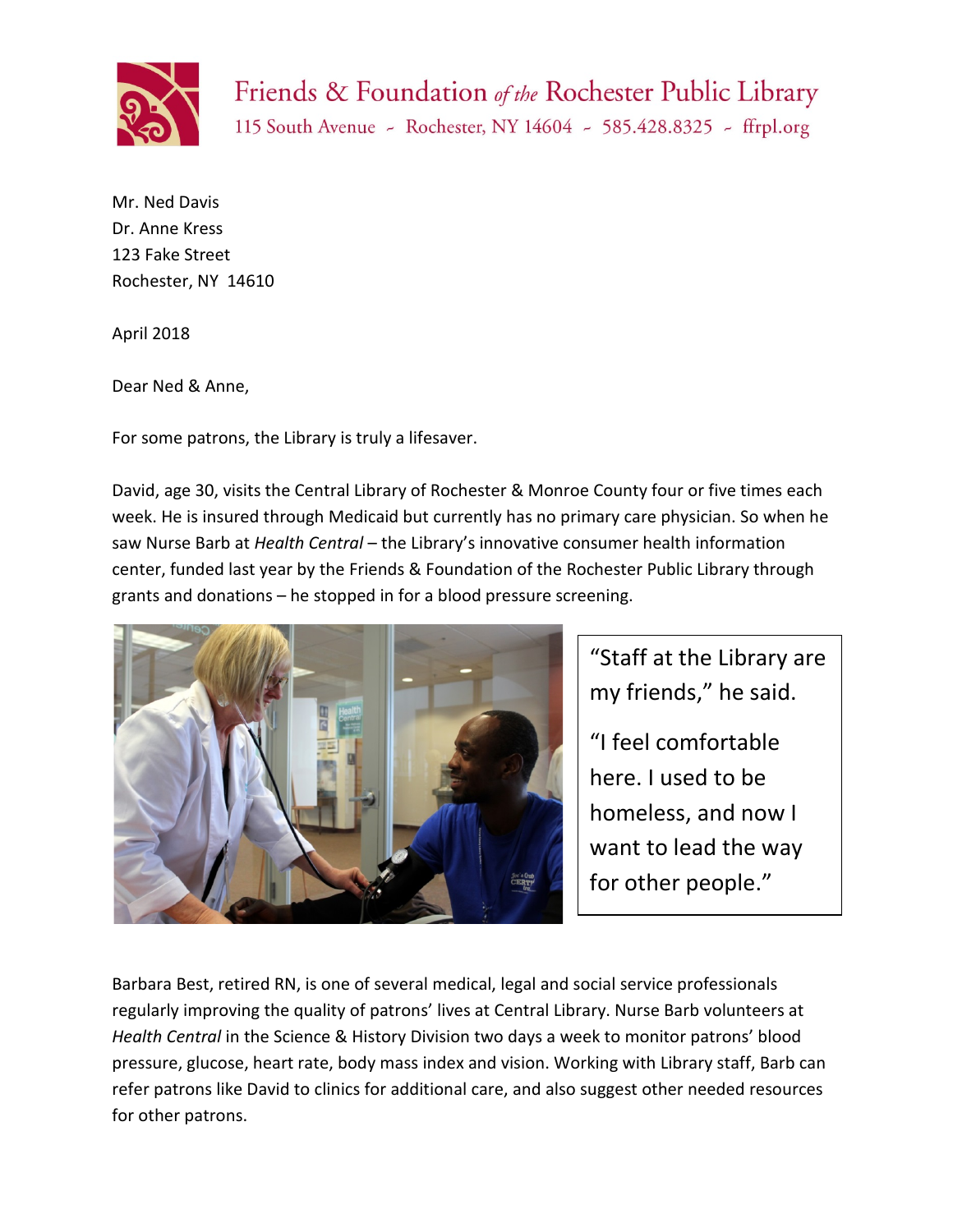Friends & Foundation *of the* Rochester Public Library

115 South Avenue ~ Rochester, NY 14604 ~ 585.428.8325 ~ ffrpl.org

Mr. Ned Davis
Dr. Anne Kress
123 Fake Street
Rochester, NY 14610

April 2018

Dear Ned & Anne,

For some patrons, the Library is truly a lifesaver.

David, age 30, visits the Central Library of Rochester & Monroe County four or five times each week. He is insured through Medicaid but currently has no primary care physician. So when he saw Nurse Barb at *Health Central* – the Library's innovative consumer health information center, funded last year by the Friends & Foundation of the Rochester Public Library through grants and donations – he stopped in for a blood pressure screening.

"Staff at the Library are my friends," he said.

"I feel comfortable here. I used to be homeless, and now I want to lead the way for other people."

Barbara Best, retired RN, is one of several medical, legal and social service professionals regularly improving the quality of patrons' lives at Central Library. Nurse Barb volunteers at *Health Central* in the Science & History Division two days a week to monitor patrons' blood pressure, glucose, heart rate, body mass index and vision. Working with Library staff, Barb can refer patrons like David to clinics for additional care, and also suggest other needed resources for other patrons.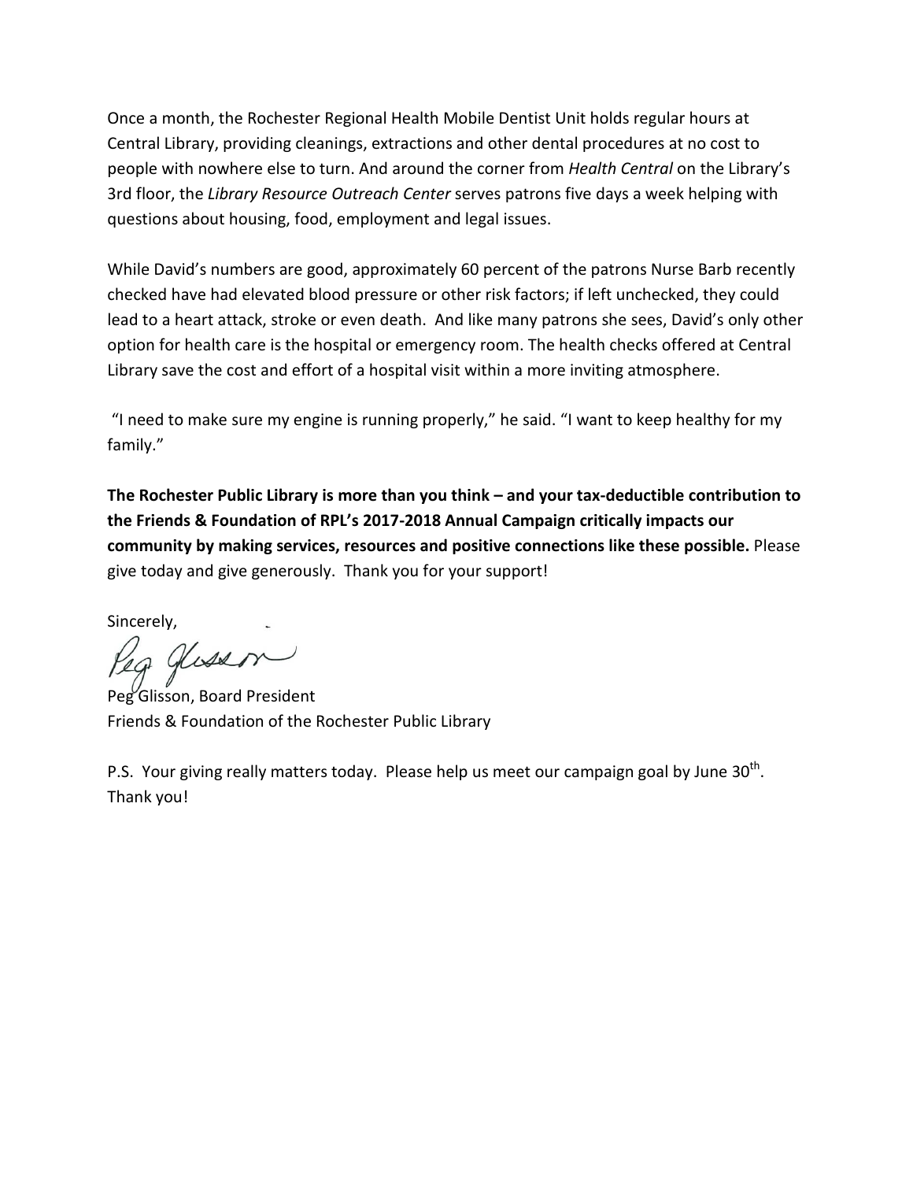Once a month, the Rochester Regional Health Mobile Dentist Unit holds regular hours at Central Library, providing cleanings, extractions and other dental procedures at no cost to people with nowhere else to turn. And around the corner from *Health Central* on the Library's 3rd floor, the *Library Resource Outreach Center* serves patrons five days a week helping with questions about housing, food, employment and legal issues.

While David's numbers are good, approximately 60 percent of the patrons Nurse Barb recently checked have had elevated blood pressure or other risk factors; if left unchecked, they could lead to a heart attack, stroke or even death. And like many patrons she sees, David's only other option for health care is the hospital or emergency room. The health checks offered at Central Library save the cost and effort of a hospital visit within a more inviting atmosphere.

"I need to make sure my engine is running properly," he said. "I want to keep healthy for my family."

**The Rochester Public Library is more than you think – and your tax-deductible contribution to the Friends & Foundation of RPL's 2017-2018 Annual Campaign critically impacts our community by making services, resources and positive connections like these possible.** Please give today and give generously. Thank you for your support!

Sincerely,

Peg Glisson, Board President
Friends & Foundation of the Rochester Public Library

P.S. Your giving really matters today. Please help us meet our campaign goal by June 30th. Thank you!